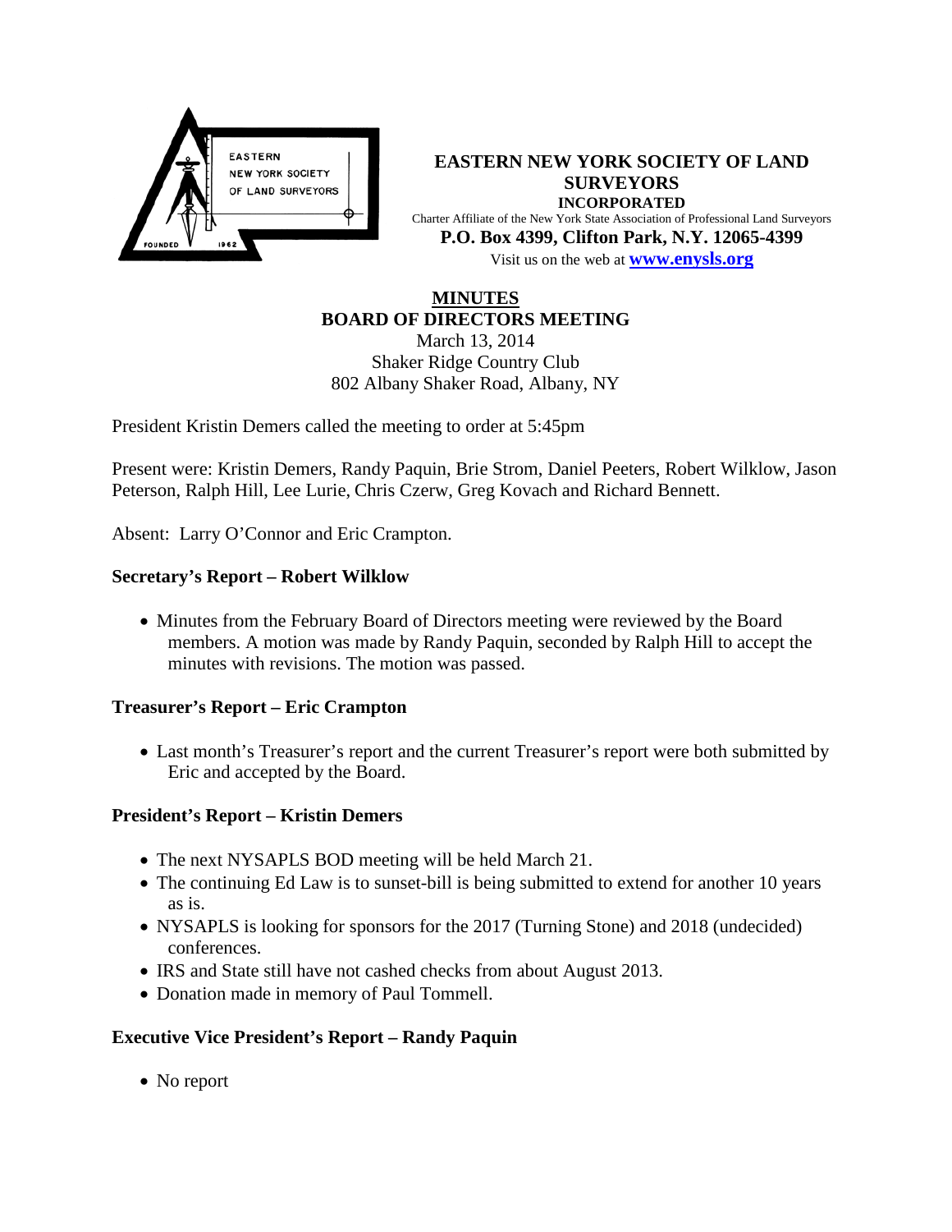**EASTERN NEW YORK SOCIETY OF LAND SURVEYORS**
**INCORPORATED**
Charter Affiliate of the New York State Association of Professional Land Surveyors
**P.O. Box 4399, Clifton Park, N.Y. 12065-4399**
Visit us on the web at **www.enysls.org**

# MINUTES
## BOARD OF DIRECTORS MEETING

March 13, 2014
Shaker Ridge Country Club
802 Albany Shaker Road, Albany, NY

President Kristin Demers called the meeting to order at 5:45pm

Present were: Kristin Demers, Randy Paquin, Brie Strom, Daniel Peeters, Robert Wilklow, Jason Peterson, Ralph Hill, Lee Lurie, Chris Czerw, Greg Kovach and Richard Bennett.

Absent: Larry O'Connor and Eric Crampton.

### Secretary's Report – Robert Wilklow

- Minutes from the February Board of Directors meeting were reviewed by the Board members. A motion was made by Randy Paquin, seconded by Ralph Hill to accept the minutes with revisions. The motion was passed.

### Treasurer's Report – Eric Crampton

- Last month's Treasurer's report and the current Treasurer's report were both submitted by Eric and accepted by the Board.

### President's Report – Kristin Demers

- The next NYSAPLS BOD meeting will be held March 21.
- The continuing Ed Law is to sunset-bill is being submitted to extend for another 10 years as is.
- NYSAPLS is looking for sponsors for the 2017 (Turning Stone) and 2018 (undecided) conferences.
- IRS and State still have not cashed checks from about August 2013.
- Donation made in memory of Paul Tommell.

### Executive Vice President's Report – Randy Paquin

- No report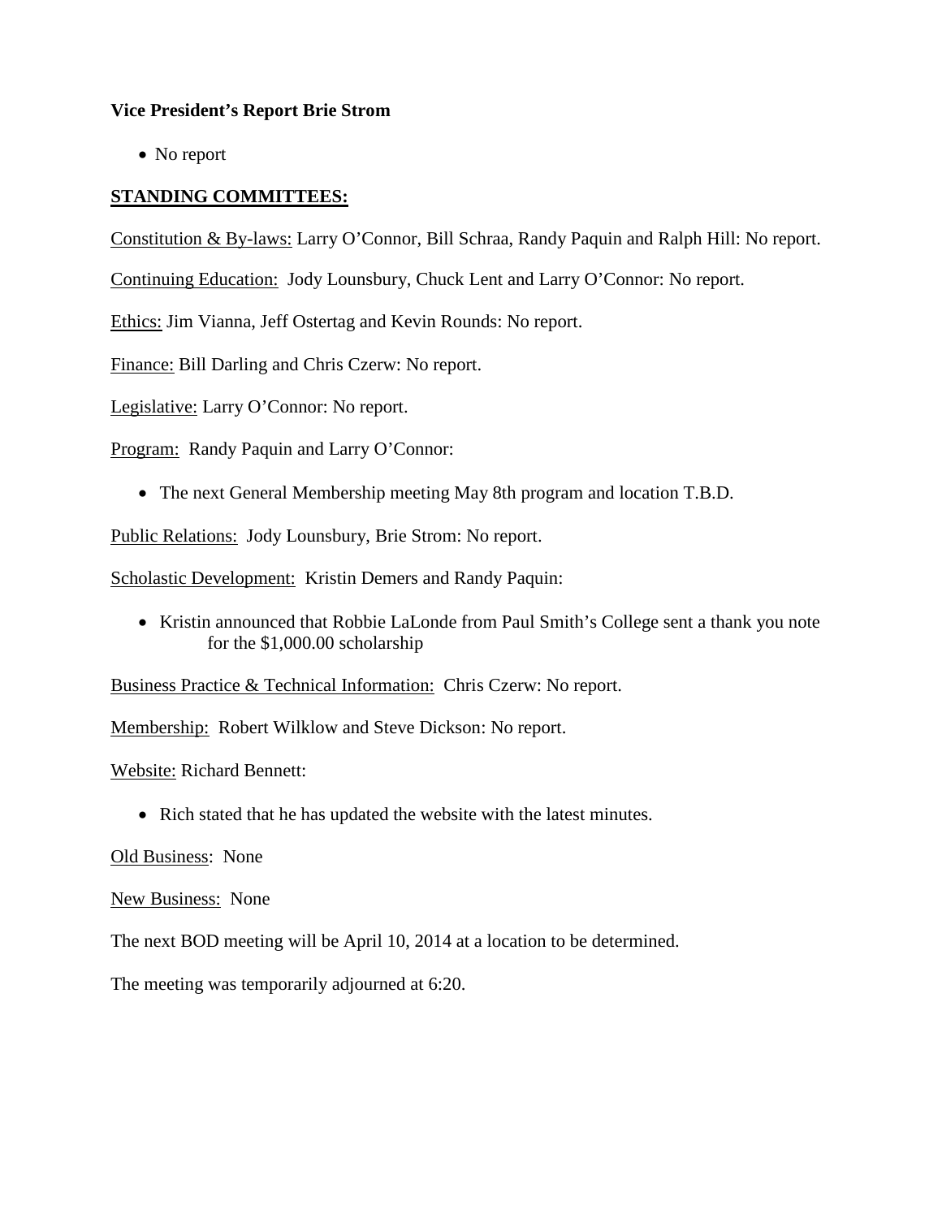**Vice President's Report Brie Strom**

- No report

**STANDING COMMITTEES:**

Constitution & By-laws: Larry O'Connor, Bill Schraa, Randy Paquin and Ralph Hill: No report.

Continuing Education: Jody Lounsbury, Chuck Lent and Larry O'Connor: No report.

Ethics: Jim Vianna, Jeff Ostertag and Kevin Rounds: No report.

Finance: Bill Darling and Chris Czerw: No report.

Legislative: Larry O'Connor: No report.

Program: Randy Paquin and Larry O'Connor:

- The next General Membership meeting May 8th program and location T.B.D.

Public Relations: Jody Lounsbury, Brie Strom: No report.

Scholastic Development: Kristin Demers and Randy Paquin:

- Kristin announced that Robbie LaLonde from Paul Smith's College sent a thank you note for the $1,000.00 scholarship

Business Practice & Technical Information: Chris Czerw: No report.

Membership: Robert Wilklow and Steve Dickson: No report.

Website: Richard Bennett:

- Rich stated that he has updated the website with the latest minutes.

Old Business: None

New Business: None

The next BOD meeting will be April 10, 2014 at a location to be determined.

The meeting was temporarily adjourned at 6:20.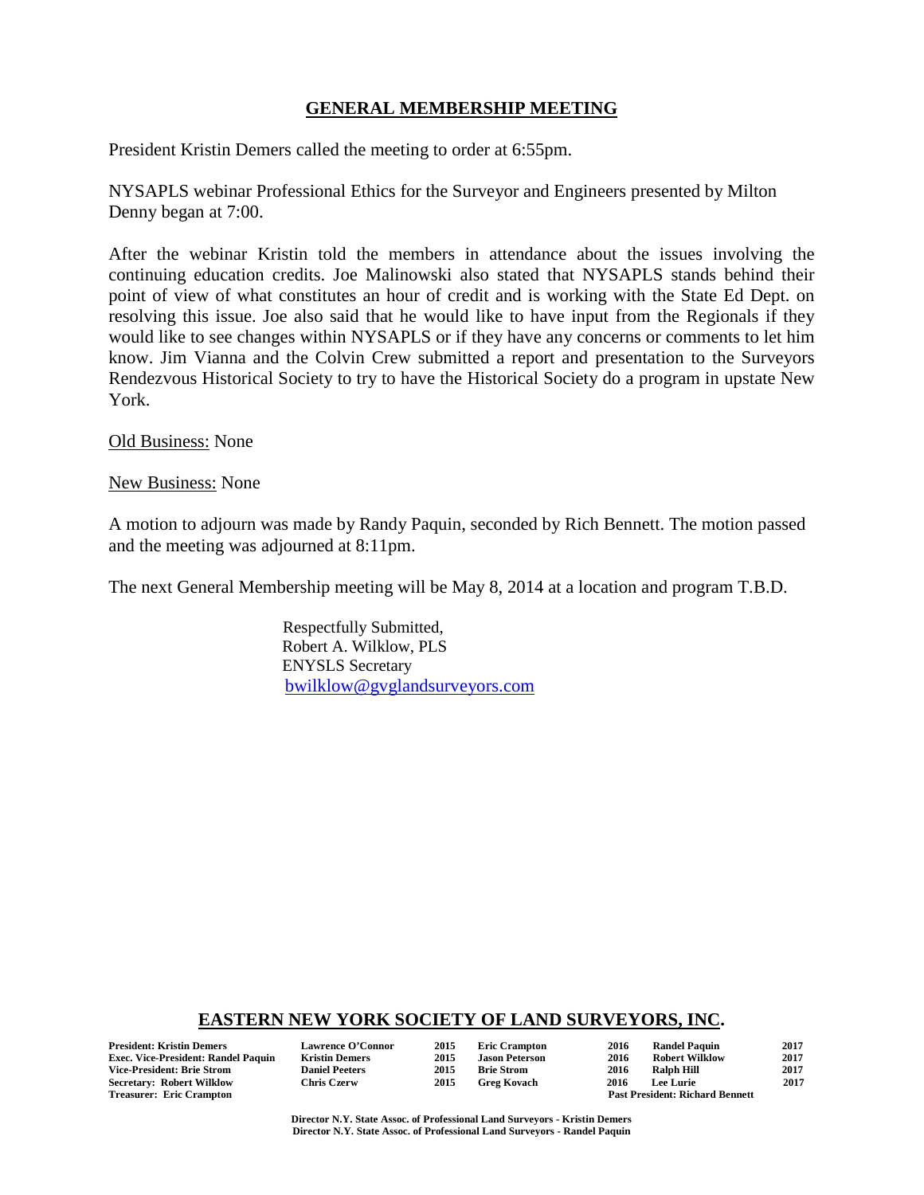## GENERAL MEMBERSHIP MEETING

President Kristin Demers called the meeting to order at 6:55pm.

NYSAPLS webinar Professional Ethics for the Surveyor and Engineers presented by Milton Denny began at 7:00.

After the webinar Kristin told the members in attendance about the issues involving the continuing education credits. Joe Malinowski also stated that NYSAPLS stands behind their point of view of what constitutes an hour of credit and is working with the State Ed Dept. on resolving this issue. Joe also said that he would like to have input from the Regionals if they would like to see changes within NYSAPLS or if they have any concerns or comments to let him know. Jim Vianna and the Colvin Crew submitted a report and presentation to the Surveyors Rendezvous Historical Society to try to have the Historical Society do a program in upstate New York.

Old Business: None

New Business: None

A motion to adjourn was made by Randy Paquin, seconded by Rich Bennett. The motion passed and the meeting was adjourned at 8:11pm.

The next General Membership meeting will be May 8, 2014 at a location and program T.B.D.

Respectfully Submitted,
Robert A. Wilklow, PLS
ENYSLS Secretary
bwilklow@gvglandsurveyors.com

## EASTERN NEW YORK SOCIETY OF LAND SURVEYORS, INC.

| | | | | | | |
|---|---|---|---|---|---|---|
| **President: Kristin Demers** | **Lawrence O'Connor** | **2015** | **Eric Crampton** | **2016** | **Randel Paquin** | **2017** |
| **Exec. Vice-President: Randel Paquin** | **Kristin Demers** | **2015** | **Jason Peterson** | **2016** | **Robert Wilklow** | **2017** |
| **Vice-President: Brie Strom** | **Daniel Peeters** | **2015** | **Brie Strom** | **2016** | **Ralph Hill** | **2017** |
| **Secretary: Robert Wilklow** | **Chris Czerw** | **2015** | **Greg Kovach** | **2016** | **Lee Lurie** | **2017** |
| **Treasurer: Eric Crampton** | | | | **Past President: Richard Bennett** | | |

**Director N.Y. State Assoc. of Professional Land Surveyors - Kristin Demers**
**Director N.Y. State Assoc. of Professional Land Surveyors - Randel Paquin**